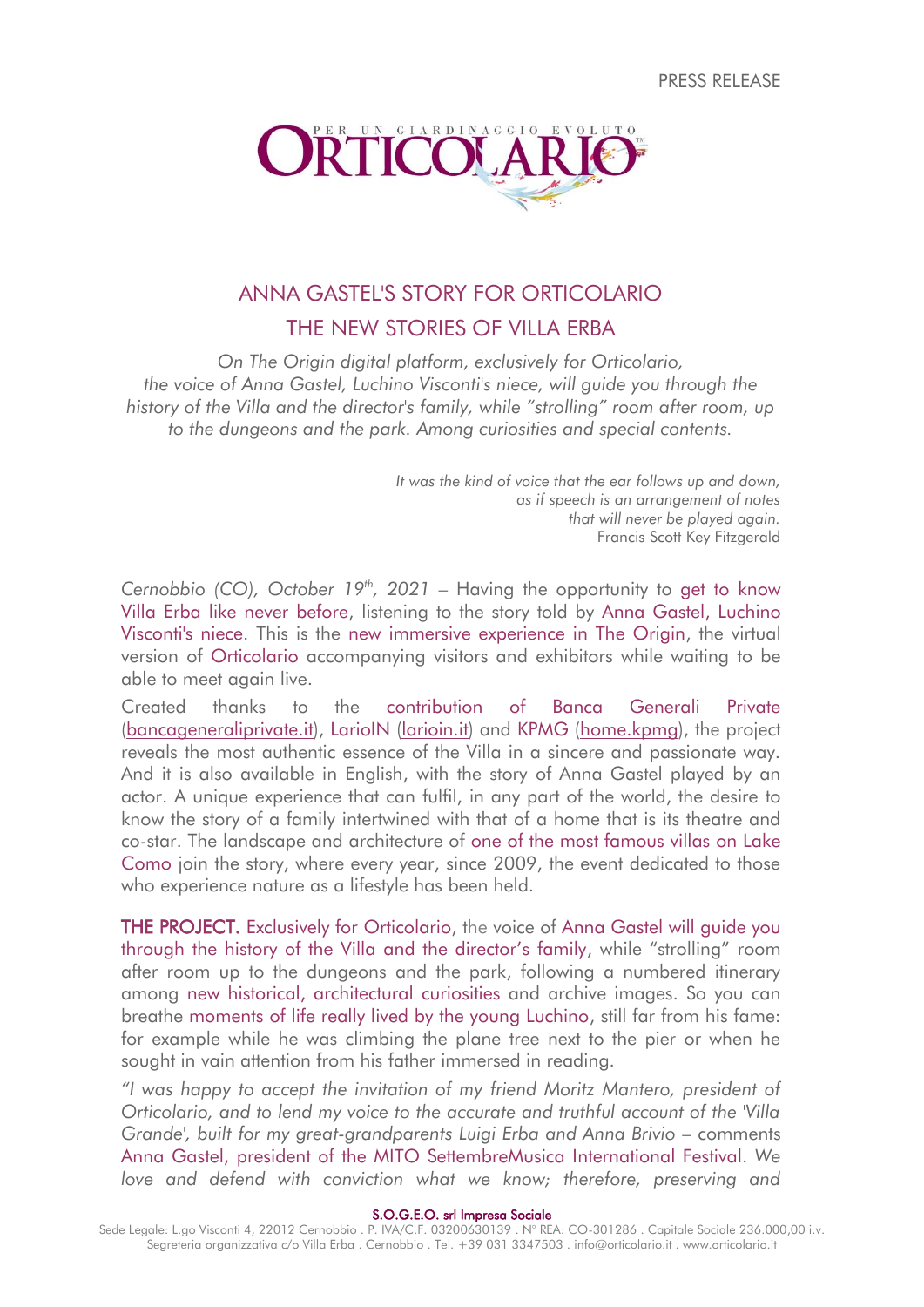PRESS RELEASE

ORTICOLARIO — PER UN GIARDINAGGIO EVOLUTO

# ANNA GASTEL'S STORY FOR ORTICOLARIO

# THE NEW STORIES OF VILLA ERBA

*On The Origin digital platform, exclusively for Orticolario, the voice of Anna Gastel, Luchino Visconti's niece, will guide you through the history of the Villa and the director's family, while "strolling" room after room, up to the dungeons and the park. Among curiosities and special contents.*

*It was the kind of voice that the ear follows up and down,*
*as if speech is an arrangement of notes*
*that will never be played again.*
Francis Scott Key Fitzgerald

*Cernobbio (CO), October 19th, 2021* – Having the opportunity to get to know Villa Erba like never before, listening to the story told by Anna Gastel, Luchino Visconti's niece. This is the new immersive experience in The Origin, the virtual version of Orticolario accompanying visitors and exhibitors while waiting to be able to meet again live.

Created thanks to the contribution of Banca Generali Private (bancageneraliprivate.it), LarioIN (larioin.it) and KPMG (home.kpmg), the project reveals the most authentic essence of the Villa in a sincere and passionate way. And it is also available in English, with the story of Anna Gastel played by an actor. A unique experience that can fulfil, in any part of the world, the desire to know the story of a family intertwined with that of a home that is its theatre and co-star. The landscape and architecture of one of the most famous villas on Lake Como join the story, where every year, since 2009, the event dedicated to those who experience nature as a lifestyle has been held.

**THE PROJECT.** Exclusively for Orticolario, the voice of Anna Gastel will guide you through the history of the Villa and the director's family, while "strolling" room after room up to the dungeons and the park, following a numbered itinerary among new historical, architectural curiosities and archive images. So you can breathe moments of life really lived by the young Luchino, still far from his fame: for example while he was climbing the plane tree next to the pier or when he sought in vain attention from his father immersed in reading.

*"I was happy to accept the invitation of my friend Moritz Mantero, president of Orticolario, and to lend my voice to the accurate and truthful account of the 'Villa Grande', built for my great-grandparents Luigi Erba and Anna Brivio* – comments Anna Gastel, president of the MITO SettembreMusica International Festival. *We love and defend with conviction what we know; therefore, preserving and*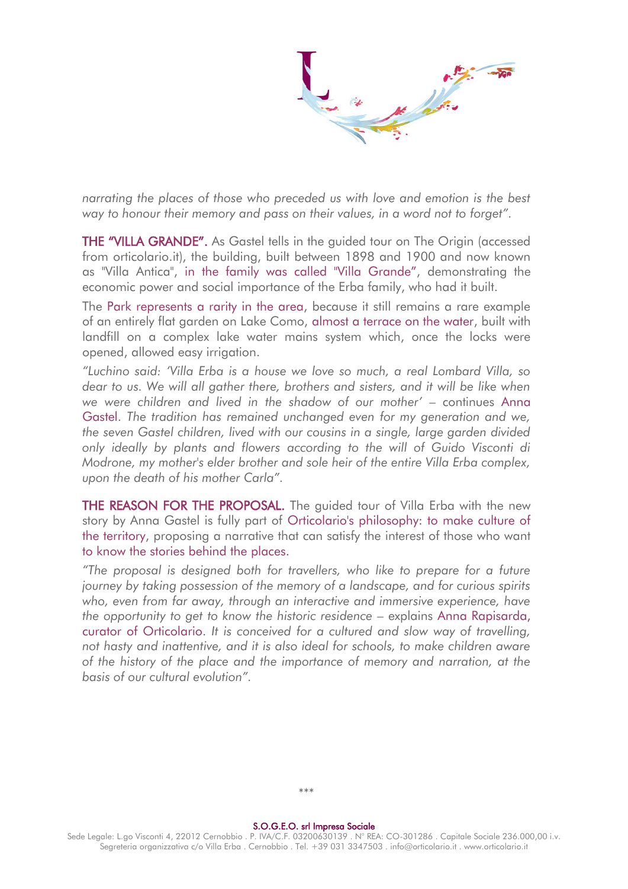*narrating the places of those who preceded us with love and emotion is the best way to honour their memory and pass on their values, in a word not to forget".*

**THE "VILLA GRANDE".** As Gastel tells in the guided tour on The Origin (accessed from orticolario.it), the building, built between 1898 and 1900 and now known as "Villa Antica", in the family was called "Villa Grande", demonstrating the economic power and social importance of the Erba family, who had it built.

The Park represents a rarity in the area, because it still remains a rare example of an entirely flat garden on Lake Como, almost a terrace on the water, built with landfill on a complex lake water mains system which, once the locks were opened, allowed easy irrigation.

*"Luchino said: 'Villa Erba is a house we love so much, a real Lombard Villa, so dear to us. We will all gather there, brothers and sisters, and it will be like when we were children and lived in the shadow of our mother'* – continues Anna Gastel. *The tradition has remained unchanged even for my generation and we, the seven Gastel children, lived with our cousins in a single, large garden divided only ideally by plants and flowers according to the will of Guido Visconti di Modrone, my mother's elder brother and sole heir of the entire Villa Erba complex, upon the death of his mother Carla".*

**THE REASON FOR THE PROPOSAL.** The guided tour of Villa Erba with the new story by Anna Gastel is fully part of Orticolario's philosophy: to make culture of the territory, proposing a narrative that can satisfy the interest of those who want to know the stories behind the places.

*"The proposal is designed both for travellers, who like to prepare for a future journey by taking possession of the memory of a landscape, and for curious spirits who, even from far away, through an interactive and immersive experience, have the opportunity to get to know the historic residence* – explains Anna Rapisarda, curator of Orticolario. *It is conceived for a cultured and slow way of travelling, not hasty and inattentive, and it is also ideal for schools, to make children aware of the history of the place and the importance of memory and narration, at the basis of our cultural evolution".*

***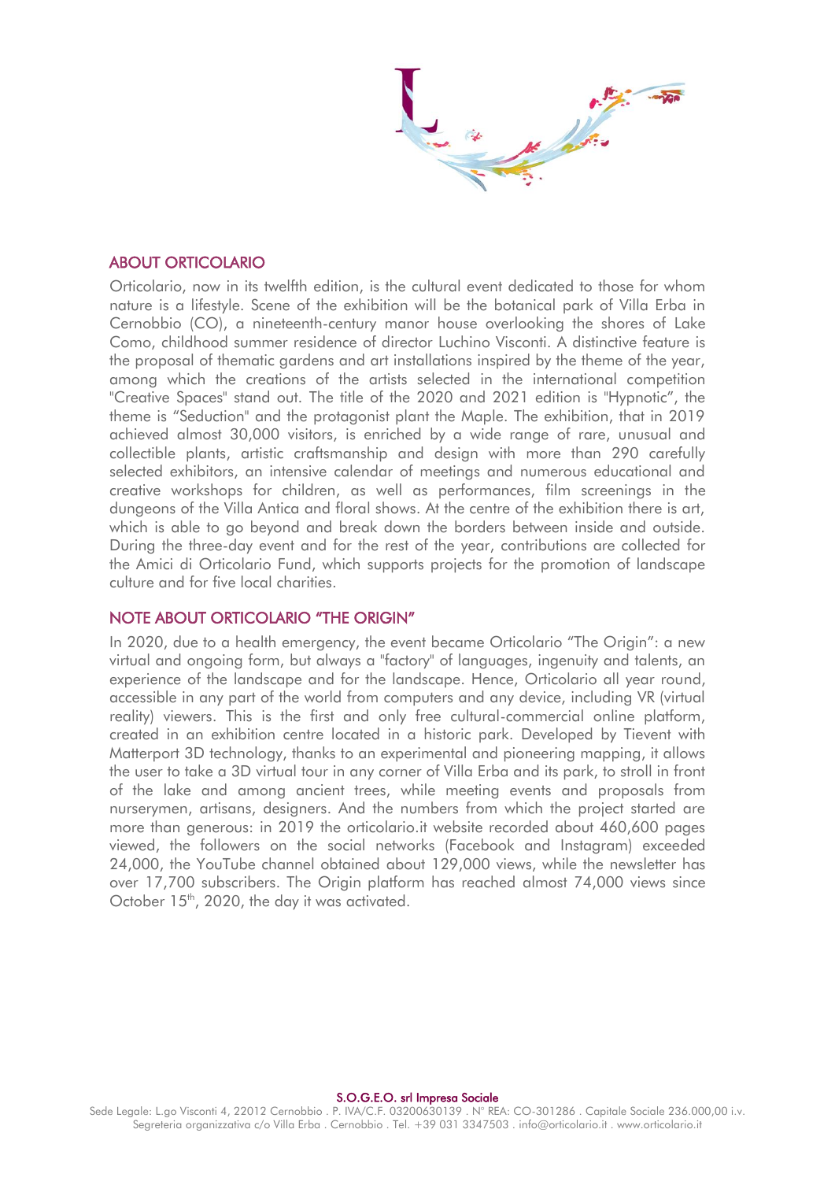## ABOUT ORTICOLARIO

Orticolario, now in its twelfth edition, is the cultural event dedicated to those for whom nature is a lifestyle. Scene of the exhibition will be the botanical park of Villa Erba in Cernobbio (CO), a nineteenth-century manor house overlooking the shores of Lake Como, childhood summer residence of director Luchino Visconti. A distinctive feature is the proposal of thematic gardens and art installations inspired by the theme of the year, among which the creations of the artists selected in the international competition "Creative Spaces" stand out. The title of the 2020 and 2021 edition is "Hypnotic", the theme is "Seduction" and the protagonist plant the Maple. The exhibition, that in 2019 achieved almost 30,000 visitors, is enriched by a wide range of rare, unusual and collectible plants, artistic craftsmanship and design with more than 290 carefully selected exhibitors, an intensive calendar of meetings and numerous educational and creative workshops for children, as well as performances, film screenings in the dungeons of the Villa Antica and floral shows. At the centre of the exhibition there is art, which is able to go beyond and break down the borders between inside and outside. During the three-day event and for the rest of the year, contributions are collected for the Amici di Orticolario Fund, which supports projects for the promotion of landscape culture and for five local charities.

## NOTE ABOUT ORTICOLARIO "THE ORIGIN"

In 2020, due to a health emergency, the event became Orticolario "The Origin": a new virtual and ongoing form, but always a "factory" of languages, ingenuity and talents, an experience of the landscape and for the landscape. Hence, Orticolario all year round, accessible in any part of the world from computers and any device, including VR (virtual reality) viewers. This is the first and only free cultural-commercial online platform, created in an exhibition centre located in a historic park. Developed by Tievent with Matterport 3D technology, thanks to an experimental and pioneering mapping, it allows the user to take a 3D virtual tour in any corner of Villa Erba and its park, to stroll in front of the lake and among ancient trees, while meeting events and proposals from nurserymen, artisans, designers. And the numbers from which the project started are more than generous: in 2019 the orticolario.it website recorded about 460,600 pages viewed, the followers on the social networks (Facebook and Instagram) exceeded 24,000, the YouTube channel obtained about 129,000 views, while the newsletter has over 17,700 subscribers. The Origin platform has reached almost 74,000 views since October 15th, 2020, the day it was activated.

**S.O.G.E.O. srl Impresa Sociale**

Sede Legale: L.go Visconti 4, 22012 Cernobbio . P. IVA/C.F. 03200630139 . N° REA: CO-301286 . Capitale Sociale 236.000,00 i.v.
Segreteria organizzativa c/o Villa Erba . Cernobbio . Tel. +39 031 3347503 . info@orticolario.it . www.orticolario.it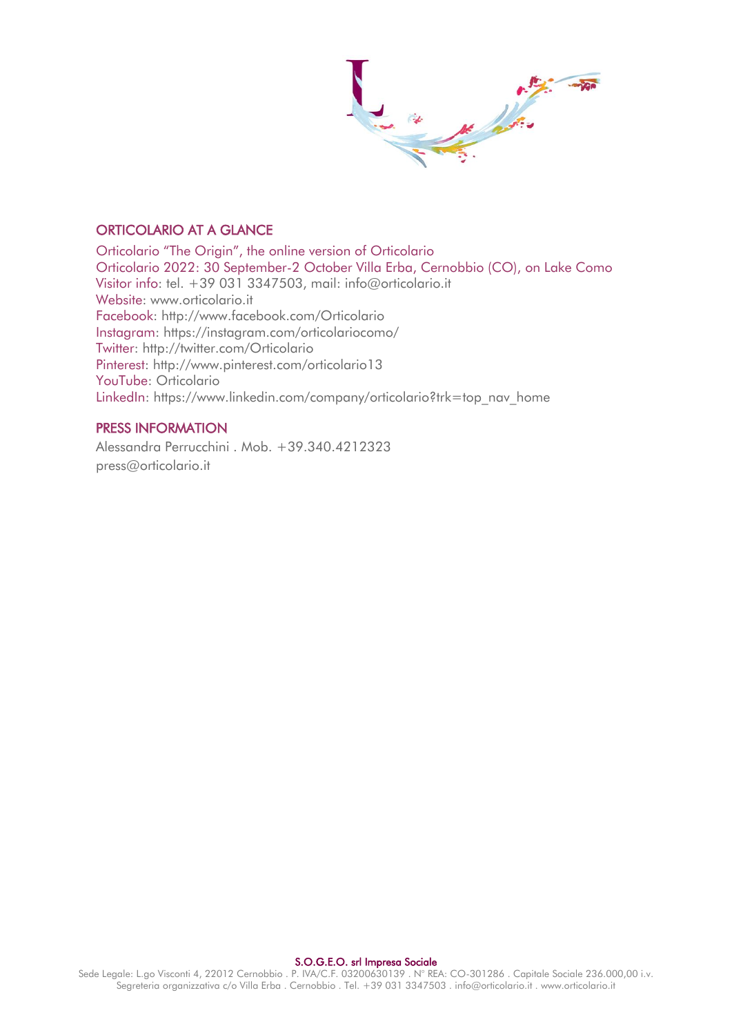## ORTICOLARIO AT A GLANCE

Orticolario "The Origin", the online version of Orticolario
Orticolario 2022: 30 September-2 October Villa Erba, Cernobbio (CO), on Lake Como
Visitor info: tel. +39 031 3347503, mail: info@orticolario.it
Website: www.orticolario.it
Facebook: http://www.facebook.com/Orticolario
Instagram: https://instagram.com/orticolariocomo/
Twitter: http://twitter.com/Orticolario
Pinterest: http://www.pinterest.com/orticolario13
YouTube: Orticolario
LinkedIn: https://www.linkedin.com/company/orticolario?trk=top_nav_home

## PRESS INFORMATION

Alessandra Perrucchini . Mob. +39.340.4212323
press@orticolario.it

**S.O.G.E.O. srl Impresa Sociale**
Sede Legale: L.go Visconti 4, 22012 Cernobbio . P. IVA/C.F. 03200630139 . N° REA: CO-301286 . Capitale Sociale 236.000,00 i.v.
Segreteria organizzativa c/o Villa Erba . Cernobbio . Tel. +39 031 3347503 . info@orticolario.it . www.orticolario.it